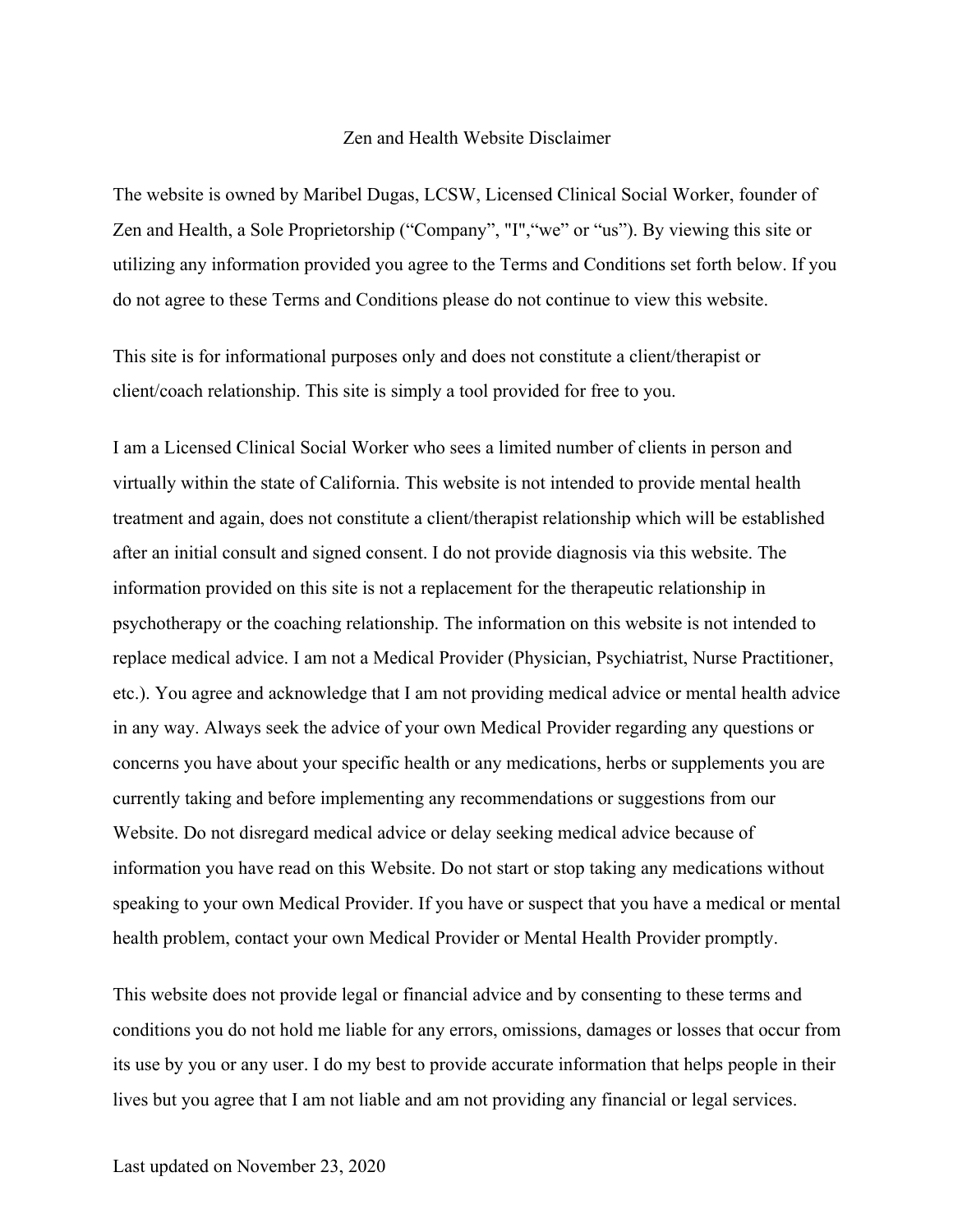# Zen and Health Website Disclaimer

The website is owned by Maribel Dugas, LCSW, Licensed Clinical Social Worker, founder of Zen and Health, a Sole Proprietorship (“Company”, "I",“we” or “us”). By viewing this site or utilizing any information provided you agree to the Terms and Conditions set forth below. If you do not agree to these Terms and Conditions please do not continue to view this website.

This site is for informational purposes only and does not constitute a client/therapist or client/coach relationship. This site is simply a tool provided for free to you.

I am a Licensed Clinical Social Worker who sees a limited number of clients in person and virtually within the state of California. This website is not intended to provide mental health treatment and again, does not constitute a client/therapist relationship which will be established after an initial consult and signed consent. I do not provide diagnosis via this website. The information provided on this site is not a replacement for the therapeutic relationship in psychotherapy or the coaching relationship. The information on this website is not intended to replace medical advice. I am not a Medical Provider (Physician, Psychiatrist, Nurse Practitioner, etc.). You agree and acknowledge that I am not providing medical advice or mental health advice in any way. Always seek the advice of your own Medical Provider regarding any questions or concerns you have about your specific health or any medications, herbs or supplements you are currently taking and before implementing any recommendations or suggestions from our Website. Do not disregard medical advice or delay seeking medical advice because of information you have read on this Website. Do not start or stop taking any medications without speaking to your own Medical Provider. If you have or suspect that you have a medical or mental health problem, contact your own Medical Provider or Mental Health Provider promptly.

This website does not provide legal or financial advice and by consenting to these terms and conditions you do not hold me liable for any errors, omissions, damages or losses that occur from its use by you or any user. I do my best to provide accurate information that helps people in their lives but you agree that I am not liable and am not providing any financial or legal services.

Last updated on November 23, 2020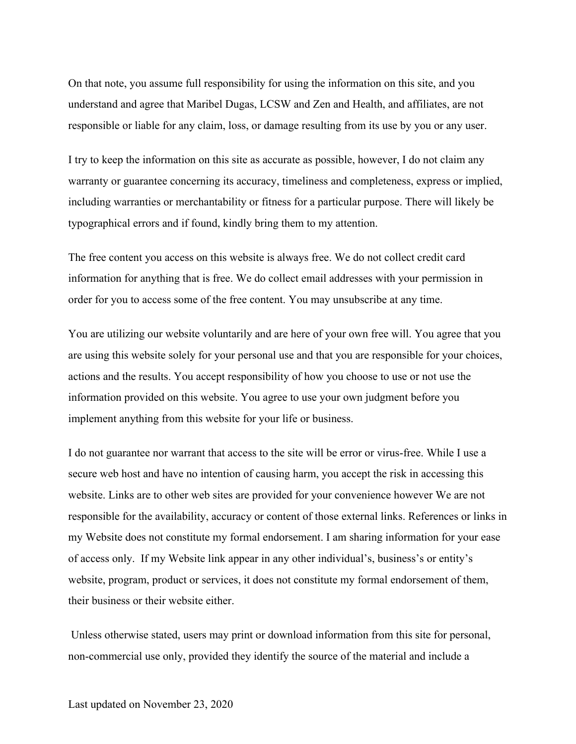On that note, you assume full responsibility for using the information on this site, and you understand and agree that Maribel Dugas, LCSW and Zen and Health, and affiliates, are not responsible or liable for any claim, loss, or damage resulting from its use by you or any user.

I try to keep the information on this site as accurate as possible, however, I do not claim any warranty or guarantee concerning its accuracy, timeliness and completeness, express or implied, including warranties or merchantability or fitness for a particular purpose. There will likely be typographical errors and if found, kindly bring them to my attention.

The free content you access on this website is always free. We do not collect credit card information for anything that is free. We do collect email addresses with your permission in order for you to access some of the free content. You may unsubscribe at any time.

You are utilizing our website voluntarily and are here of your own free will. You agree that you are using this website solely for your personal use and that you are responsible for your choices, actions and the results. You accept responsibility of how you choose to use or not use the information provided on this website. You agree to use your own judgment before you implement anything from this website for your life or business.

I do not guarantee nor warrant that access to the site will be error or virus-free. While I use a secure web host and have no intention of causing harm, you accept the risk in accessing this website. Links are to other web sites are provided for your convenience however We are not responsible for the availability, accuracy or content of those external links. References or links in my Website does not constitute my formal endorsement. I am sharing information for your ease of access only. If my Website link appear in any other individual's, business's or entity's website, program, product or services, it does not constitute my formal endorsement of them, their business or their website either.

Unless otherwise stated, users may print or download information from this site for personal, non-commercial use only, provided they identify the source of the material and include a

Last updated on November 23, 2020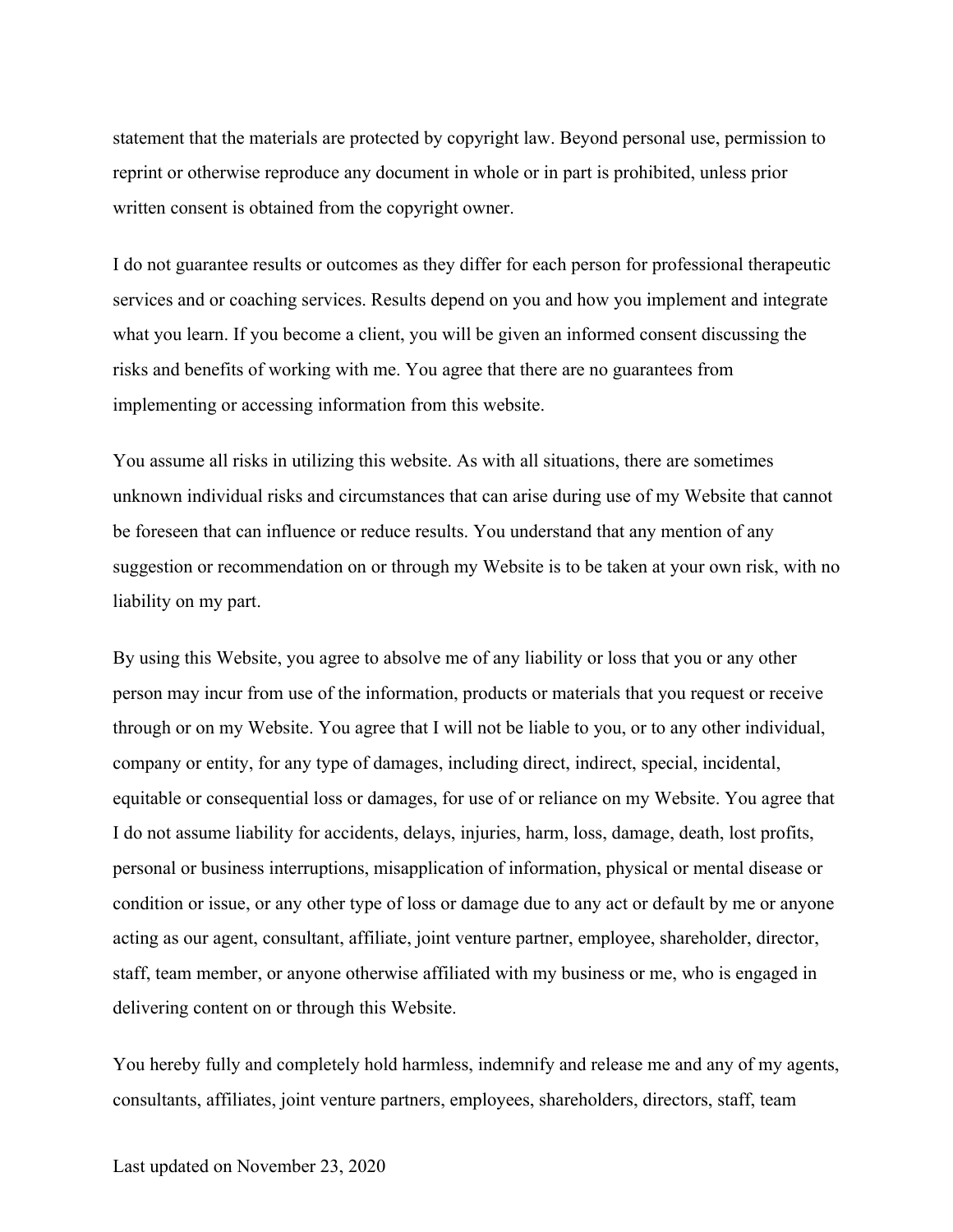statement that the materials are protected by copyright law. Beyond personal use, permission to reprint or otherwise reproduce any document in whole or in part is prohibited, unless prior written consent is obtained from the copyright owner.

I do not guarantee results or outcomes as they differ for each person for professional therapeutic services and or coaching services. Results depend on you and how you implement and integrate what you learn. If you become a client, you will be given an informed consent discussing the risks and benefits of working with me. You agree that there are no guarantees from implementing or accessing information from this website.

You assume all risks in utilizing this website. As with all situations, there are sometimes unknown individual risks and circumstances that can arise during use of my Website that cannot be foreseen that can influence or reduce results. You understand that any mention of any suggestion or recommendation on or through my Website is to be taken at your own risk, with no liability on my part.

By using this Website, you agree to absolve me of any liability or loss that you or any other person may incur from use of the information, products or materials that you request or receive through or on my Website. You agree that I will not be liable to you, or to any other individual, company or entity, for any type of damages, including direct, indirect, special, incidental, equitable or consequential loss or damages, for use of or reliance on my Website. You agree that I do not assume liability for accidents, delays, injuries, harm, loss, damage, death, lost profits, personal or business interruptions, misapplication of information, physical or mental disease or condition or issue, or any other type of loss or damage due to any act or default by me or anyone acting as our agent, consultant, affiliate, joint venture partner, employee, shareholder, director, staff, team member, or anyone otherwise affiliated with my business or me, who is engaged in delivering content on or through this Website.

You hereby fully and completely hold harmless, indemnify and release me and any of my agents, consultants, affiliates, joint venture partners, employees, shareholders, directors, staff, team

Last updated on November 23, 2020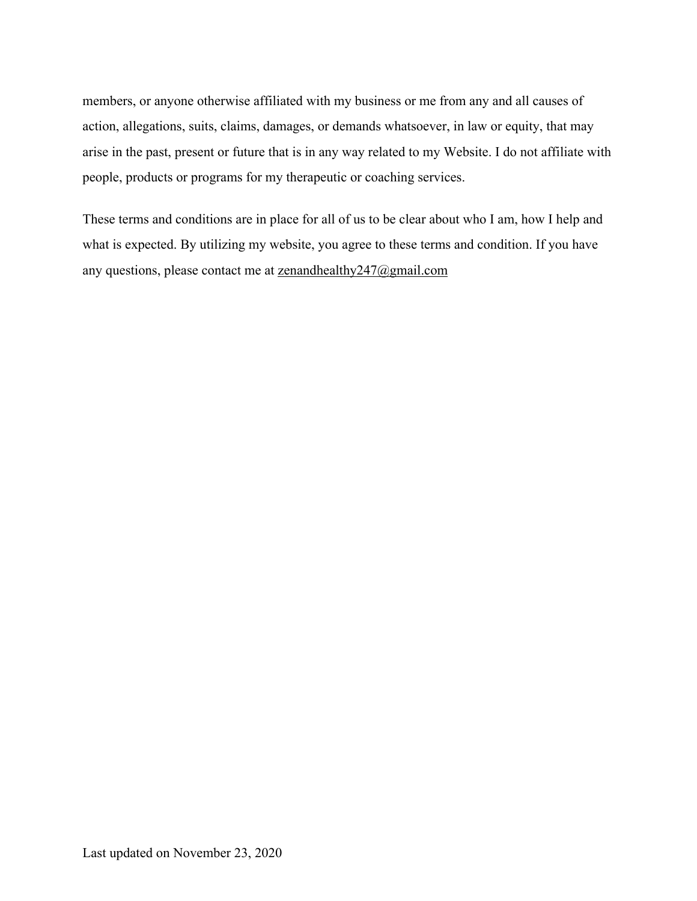members, or anyone otherwise affiliated with my business or me from any and all causes of action, allegations, suits, claims, damages, or demands whatsoever, in law or equity, that may arise in the past, present or future that is in any way related to my Website. I do not affiliate with people, products or programs for my therapeutic or coaching services.

These terms and conditions are in place for all of us to be clear about who I am, how I help and what is expected. By utilizing my website, you agree to these terms and condition. If you have any questions, please contact me at zenandhealthy247@gmail.com

Last updated on November 23, 2020